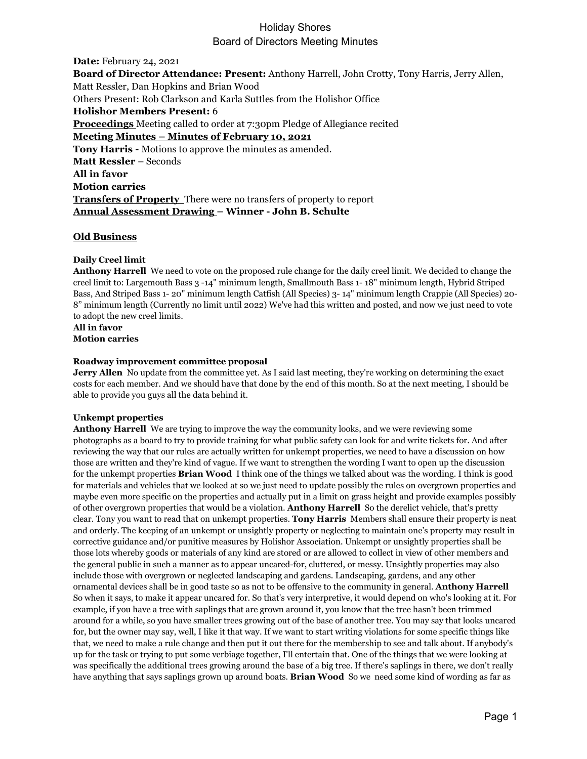# Holiday Shores
## Board of Directors Meeting Minutes

**Date:** February 24, 2021

**Board of Director Attendance: Present:** Anthony Harrell, John Crotty, Tony Harris, Jerry Allen, Matt Ressler, Dan Hopkins and Brian Wood

Others Present: Rob Clarkson and Karla Suttles from the Holishor Office

**Holishor Members Present:** 6

**Proceedings** Meeting called to order at 7:30pm Pledge of Allegiance recited

**Meeting Minutes – Minutes of February 10, 2021**

**Tony Harris -** Motions to approve the minutes as amended.

**Matt Ressler** – Seconds

**All in favor**

**Motion carries**

**Transfers of Property** There were no transfers of property to report

**Annual Assessment Drawing – Winner - John B. Schulte**

## Old Business

**Daily Creel limit**

**Anthony Harrell** We need to vote on the proposed rule change for the daily creel limit. We decided to change the creel limit to: Largemouth Bass 3 -14" minimum length, Smallmouth Bass 1- 18" minimum length, Hybrid Striped Bass, And Striped Bass 1- 20" minimum length Catfish (All Species) 3- 14" minimum length Crappie (All Species) 20- 8" minimum length (Currently no limit until 2022) We've had this written and posted, and now we just need to vote to adopt the new creel limits.

**All in favor**

**Motion carries**

**Roadway improvement committee proposal**

**Jerry Allen** No update from the committee yet. As I said last meeting, they're working on determining the exact costs for each member. And we should have that done by the end of this month. So at the next meeting, I should be able to provide you guys all the data behind it.

**Unkempt properties**

**Anthony Harrell** We are trying to improve the way the community looks, and we were reviewing some photographs as a board to try to provide training for what public safety can look for and write tickets for. And after reviewing the way that our rules are actually written for unkempt properties, we need to have a discussion on how those are written and they're kind of vague. If we want to strengthen the wording I want to open up the discussion for the unkempt properties **Brian Wood** I think one of the things we talked about was the wording. I think is good for materials and vehicles that we looked at so we just need to update possibly the rules on overgrown properties and maybe even more specific on the properties and actually put in a limit on grass height and provide examples possibly of other overgrown properties that would be a violation. **Anthony Harrell** So the derelict vehicle, that's pretty clear. Tony you want to read that on unkempt properties. **Tony Harris** Members shall ensure their property is neat and orderly. The keeping of an unkempt or unsightly property or neglecting to maintain one's property may result in corrective guidance and/or punitive measures by Holishor Association. Unkempt or unsightly properties shall be those lots whereby goods or materials of any kind are stored or are allowed to collect in view of other members and the general public in such a manner as to appear uncared-for, cluttered, or messy. Unsightly properties may also include those with overgrown or neglected landscaping and gardens. Landscaping, gardens, and any other ornamental devices shall be in good taste so as not to be offensive to the community in general. **Anthony Harrell** So when it says, to make it appear uncared for. So that's very interpretive, it would depend on who's looking at it. For example, if you have a tree with saplings that are grown around it, you know that the tree hasn't been trimmed around for a while, so you have smaller trees growing out of the base of another tree. You may say that looks uncared for, but the owner may say, well, I like it that way. If we want to start writing violations for some specific things like that, we need to make a rule change and then put it out there for the membership to see and talk about. If anybody's up for the task or trying to put some verbiage together, I'll entertain that. One of the things that we were looking at was specifically the additional trees growing around the base of a big tree. If there's saplings in there, we don't really have anything that says saplings grown up around boats. **Brian Wood** So we need some kind of wording as far as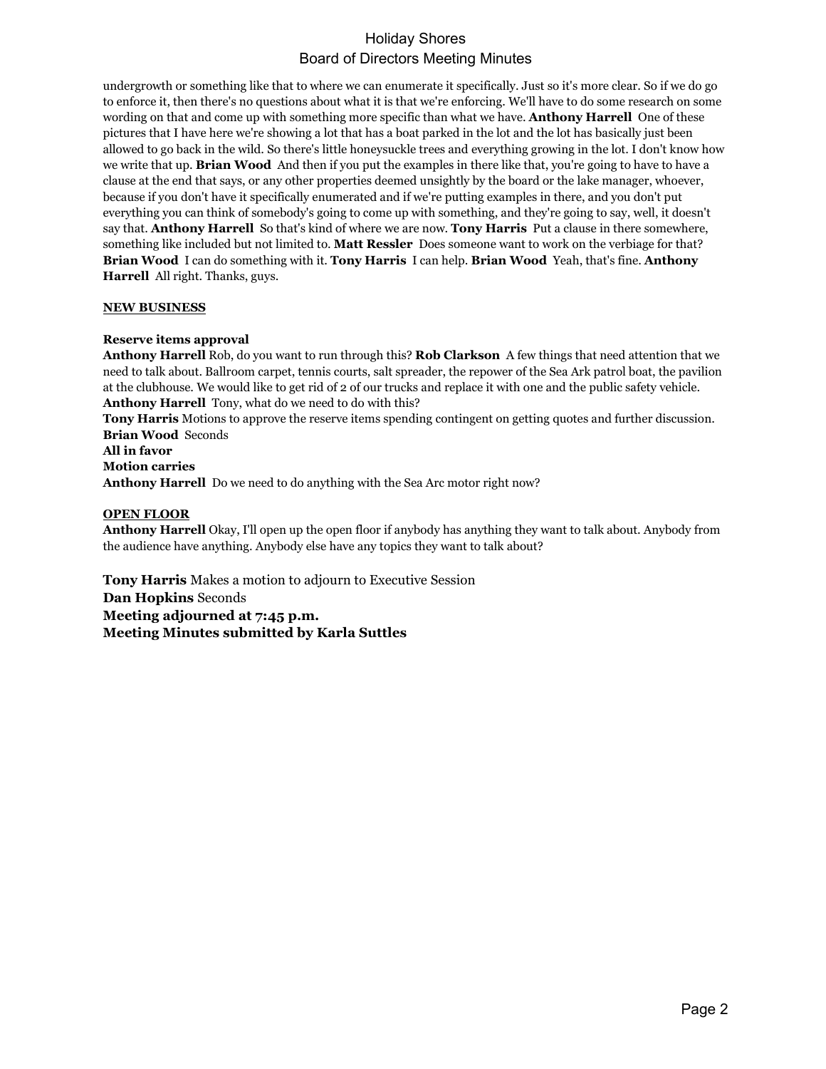undergrowth or something like that to where we can enumerate it specifically. Just so it's more clear. So if we do go to enforce it, then there's no questions about what it is that we're enforcing. We'll have to do some research on some wording on that and come up with something more specific than what we have. **Anthony Harrell** One of these pictures that I have here we're showing a lot that has a boat parked in the lot and the lot has basically just been allowed to go back in the wild. So there's little honeysuckle trees and everything growing in the lot. I don't know how we write that up. **Brian Wood** And then if you put the examples in there like that, you're going to have to have a clause at the end that says, or any other properties deemed unsightly by the board or the lake manager, whoever, because if you don't have it specifically enumerated and if we're putting examples in there, and you don't put everything you can think of somebody's going to come up with something, and they're going to say, well, it doesn't say that. **Anthony Harrell** So that's kind of where we are now. **Tony Harris** Put a clause in there somewhere, something like included but not limited to. **Matt Ressler** Does someone want to work on the verbiage for that? **Brian Wood** I can do something with it. **Tony Harris** I can help. **Brian Wood** Yeah, that's fine. **Anthony Harrell** All right. Thanks, guys.

**NEW BUSINESS**

**Reserve items approval**

**Anthony Harrell** Rob, do you want to run through this? **Rob Clarkson** A few things that need attention that we need to talk about. Ballroom carpet, tennis courts, salt spreader, the repower of the Sea Ark patrol boat, the pavilion at the clubhouse. We would like to get rid of 2 of our trucks and replace it with one and the public safety vehicle.
**Anthony Harrell** Tony, what do we need to do with this?
**Tony Harris** Motions to approve the reserve items spending contingent on getting quotes and further discussion.
**Brian Wood** Seconds
**All in favor**
**Motion carries**
**Anthony Harrell** Do we need to do anything with the Sea Arc motor right now?

**OPEN FLOOR**

**Anthony Harrell** Okay, I'll open up the open floor if anybody has anything they want to talk about. Anybody from the audience have anything. Anybody else have any topics they want to talk about?

**Tony Harris** Makes a motion to adjourn to Executive Session
**Dan Hopkins** Seconds
**Meeting adjourned at 7:45 p.m.**
**Meeting Minutes submitted by Karla Suttles**